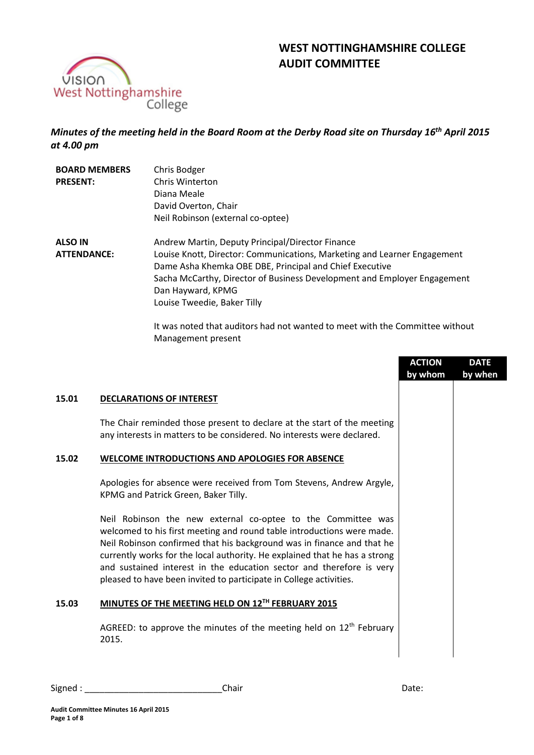# WEST NOTTINGHAMSHIRE COLLEGE AUDIT COMMITTEE

*Minutes of the meeting held in the Board Room at the Derby Road site on Thursday 16th April 2015 at 4.00 pm*

**BOARD MEMBERS PRESENT:**

Chris Bodger
Chris Winterton
Diana Meale
David Overton, Chair
Neil Robinson (external co-optee)

**ALSO IN ATTENDANCE:**

Andrew Martin, Deputy Principal/Director Finance
Louise Knott, Director: Communications, Marketing and Learner Engagement
Dame Asha Khemka OBE DBE, Principal and Chief Executive
Sacha McCarthy, Director of Business Development and Employer Engagement
Dan Hayward, KPMG
Louise Tweedie, Baker Tilly

It was noted that auditors had not wanted to meet with the Committee without Management present

| | | ACTION by whom | DATE by when |
|---|---|---|---|
| **15.01** | **DECLARATIONS OF INTEREST** | | |
| | The Chair reminded those present to declare at the start of the meeting any interests in matters to be considered. No interests were declared. | | |
| **15.02** | **WELCOME INTRODUCTIONS AND APOLOGIES FOR ABSENCE** | | |
| | Apologies for absence were received from Tom Stevens, Andrew Argyle, KPMG and Patrick Green, Baker Tilly. | | |
| | Neil Robinson the new external co-optee to the Committee was welcomed to his first meeting and round table introductions were made. Neil Robinson confirmed that his background was in finance and that he currently works for the local authority. He explained that he has a strong and sustained interest in the education sector and therefore is very pleased to have been invited to participate in College activities. | | |
| **15.03** | **MINUTES OF THE MEETING HELD ON 12TH FEBRUARY 2015** | | |
| | AGREED: to approve the minutes of the meeting held on 12th February 2015. | | |

Signed : ____________________________Chair Date: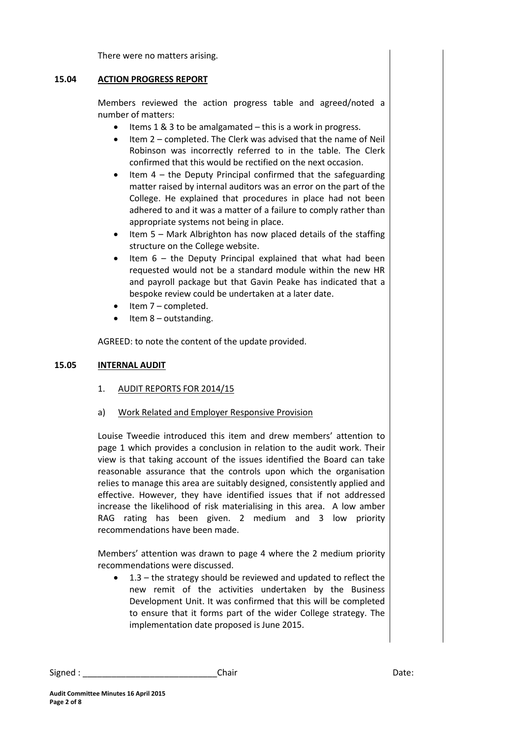There were no matters arising.

## 15.04 ACTION PROGRESS REPORT

Members reviewed the action progress table and agreed/noted a number of matters:

- Items 1 & 3 to be amalgamated – this is a work in progress.
- Item 2 – completed. The Clerk was advised that the name of Neil Robinson was incorrectly referred to in the table. The Clerk confirmed that this would be rectified on the next occasion.
- Item 4 – the Deputy Principal confirmed that the safeguarding matter raised by internal auditors was an error on the part of the College. He explained that procedures in place had not been adhered to and it was a matter of a failure to comply rather than appropriate systems not being in place.
- Item 5 – Mark Albrighton has now placed details of the staffing structure on the College website.
- Item 6 – the Deputy Principal explained that what had been requested would not be a standard module within the new HR and payroll package but that Gavin Peake has indicated that a bespoke review could be undertaken at a later date.
- Item 7 – completed.
- Item 8 – outstanding.

AGREED: to note the content of the update provided.

## 15.05 INTERNAL AUDIT

1. AUDIT REPORTS FOR 2014/15

a) Work Related and Employer Responsive Provision

Louise Tweedie introduced this item and drew members' attention to page 1 which provides a conclusion in relation to the audit work. Their view is that taking account of the issues identified the Board can take reasonable assurance that the controls upon which the organisation relies to manage this area are suitably designed, consistently applied and effective. However, they have identified issues that if not addressed increase the likelihood of risk materialising in this area. A low amber RAG rating has been given. 2 medium and 3 low priority recommendations have been made.

Members' attention was drawn to page 4 where the 2 medium priority recommendations were discussed.

- 1.3 – the strategy should be reviewed and updated to reflect the new remit of the activities undertaken by the Business Development Unit. It was confirmed that this will be completed to ensure that it forms part of the wider College strategy. The implementation date proposed is June 2015.

Signed : ___________________________Chair Date:

**Audit Committee Minutes 16 April 2015**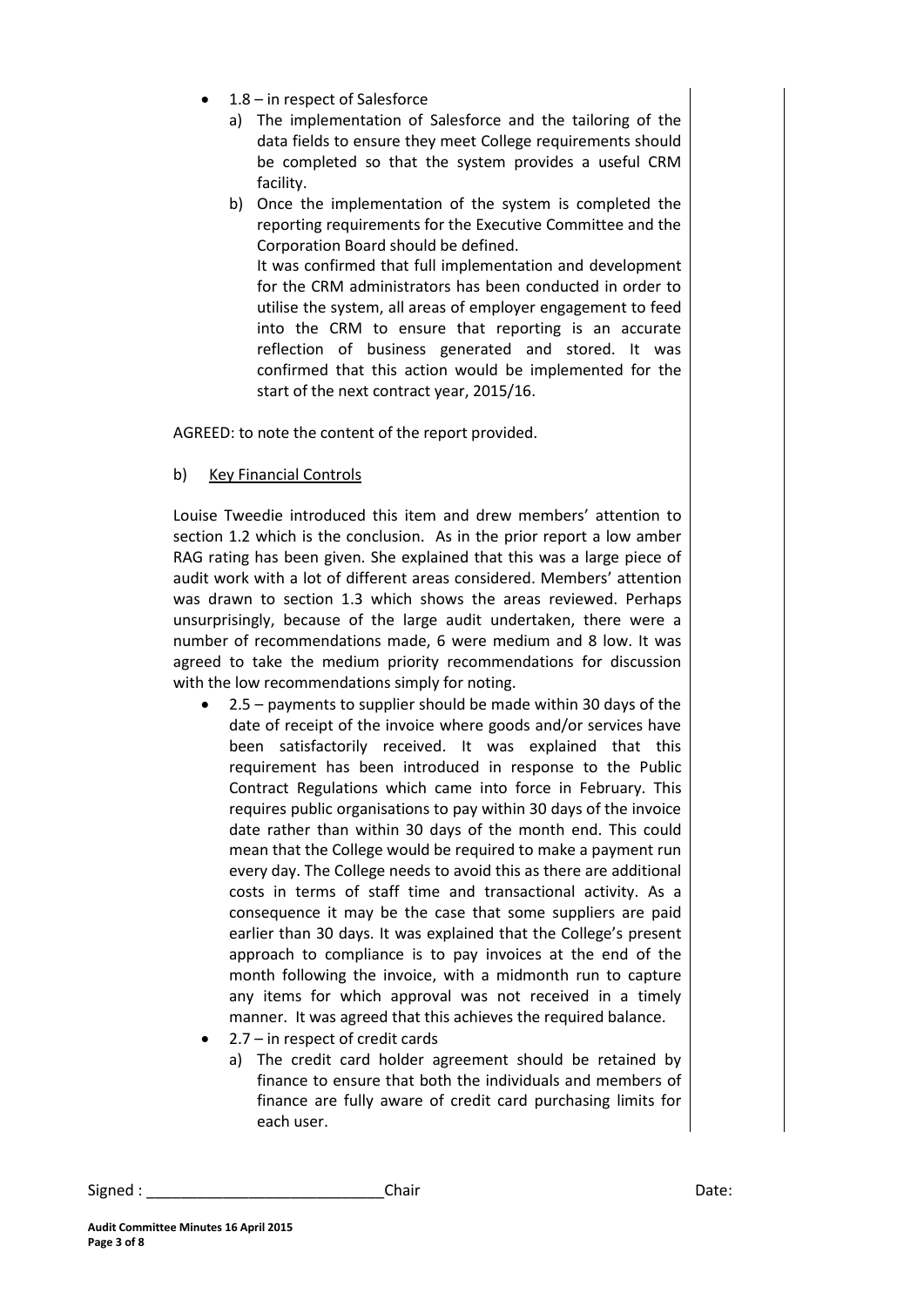- 1.8 – in respect of Salesforce
  a) The implementation of Salesforce and the tailoring of the data fields to ensure they meet College requirements should be completed so that the system provides a useful CRM facility.
  b) Once the implementation of the system is completed the reporting requirements for the Executive Committee and the Corporation Board should be defined.
  It was confirmed that full implementation and development for the CRM administrators has been conducted in order to utilise the system, all areas of employer engagement to feed into the CRM to ensure that reporting is an accurate reflection of business generated and stored. It was confirmed that this action would be implemented for the start of the next contract year, 2015/16.

AGREED: to note the content of the report provided.

b) <u>Key Financial Controls</u>

Louise Tweedie introduced this item and drew members' attention to section 1.2 which is the conclusion. As in the prior report a low amber RAG rating has been given. She explained that this was a large piece of audit work with a lot of different areas considered. Members' attention was drawn to section 1.3 which shows the areas reviewed. Perhaps unsurprisingly, because of the large audit undertaken, there were a number of recommendations made, 6 were medium and 8 low. It was agreed to take the medium priority recommendations for discussion with the low recommendations simply for noting.

- 2.5 – payments to supplier should be made within 30 days of the date of receipt of the invoice where goods and/or services have been satisfactorily received. It was explained that this requirement has been introduced in response to the Public Contract Regulations which came into force in February. This requires public organisations to pay within 30 days of the invoice date rather than within 30 days of the month end. This could mean that the College would be required to make a payment run every day. The College needs to avoid this as there are additional costs in terms of staff time and transactional activity. As a consequence it may be the case that some suppliers are paid earlier than 30 days. It was explained that the College's present approach to compliance is to pay invoices at the end of the month following the invoice, with a midmonth run to capture any items for which approval was not received in a timely manner. It was agreed that this achieves the required balance.
- 2.7 – in respect of credit cards
  a) The credit card holder agreement should be retained by finance to ensure that both the individuals and members of finance are fully aware of credit card purchasing limits for each user.

Signed : ____________________________Chair Date: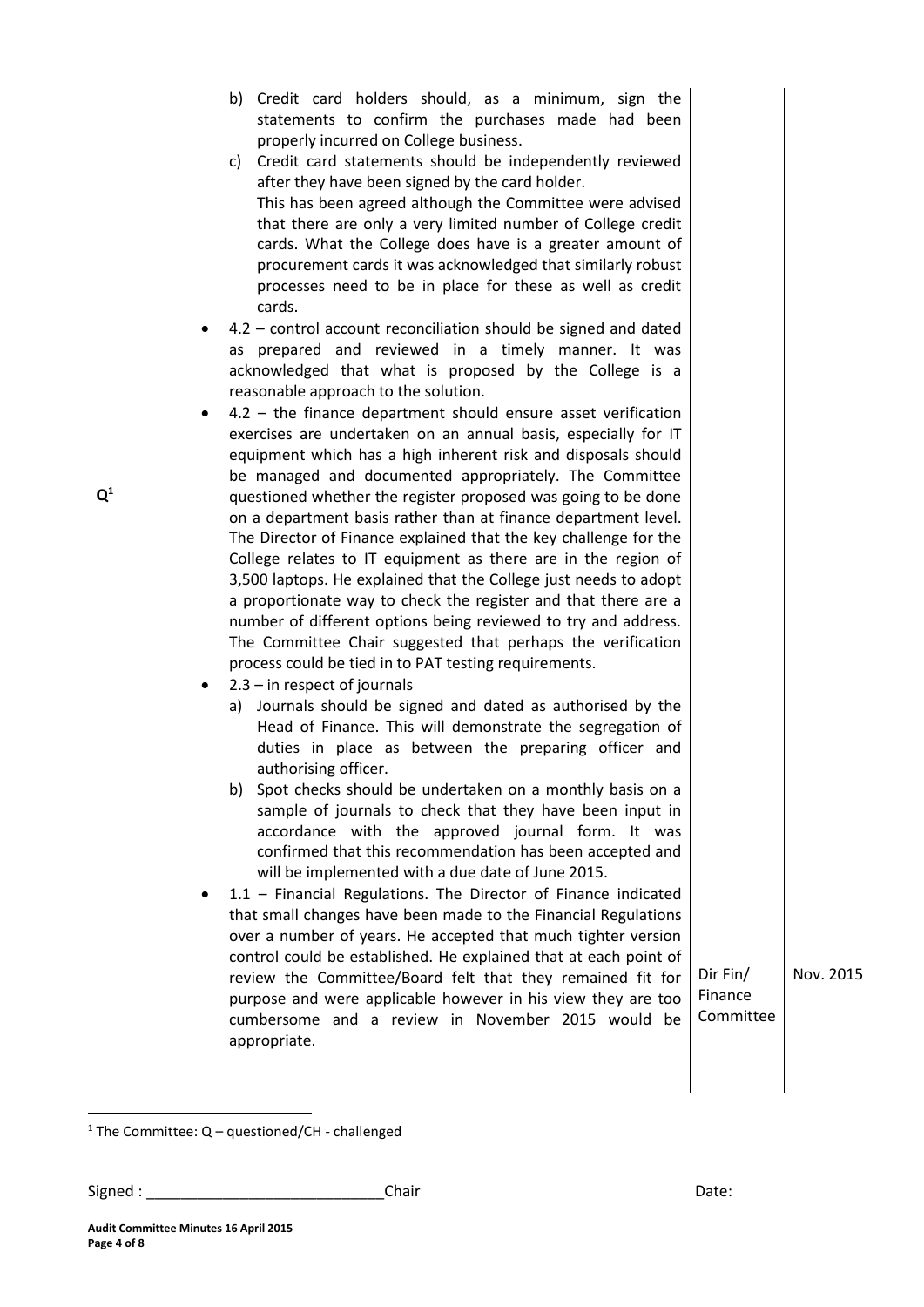b) Credit card holders should, as a minimum, sign the statements to confirm the purchases made had been properly incurred on College business.
c) Credit card statements should be independently reviewed after they have been signed by the card holder.
This has been agreed although the Committee were advised that there are only a very limited number of College credit cards. What the College does have is a greater amount of procurement cards it was acknowledged that similarly robust processes need to be in place for these as well as credit cards.

- 4.2 – control account reconciliation should be signed and dated as prepared and reviewed in a timely manner. It was acknowledged that what is proposed by the College is a reasonable approach to the solution.
- 4.2 – the finance department should ensure asset verification exercises are undertaken on an annual basis, especially for IT equipment which has a high inherent risk and disposals should be managed and documented appropriately. The Committee questioned whether the register proposed was going to be done on a department basis rather than at finance department level. The Director of Finance explained that the key challenge for the College relates to IT equipment as there are in the region of 3,500 laptops. He explained that the College just needs to adopt a proportionate way to check the register and that there are a number of different options being reviewed to try and address. The Committee Chair suggested that perhaps the verification process could be tied in to PAT testing requirements. **Q**[1]
- 2.3 – in respect of journals
  a) Journals should be signed and dated as authorised by the Head of Finance. This will demonstrate the segregation of duties in place as between the preparing officer and authorising officer.
  b) Spot checks should be undertaken on a monthly basis on a sample of journals to check that they have been input in accordance with the approved journal form. It was confirmed that this recommendation has been accepted and will be implemented with a due date of June 2015.
- 1.1 – Financial Regulations. The Director of Finance indicated that small changes have been made to the Financial Regulations over a number of years. He accepted that much tighter version control could be established. He explained that at each point of review the Committee/Board felt that they remained fit for purpose and were applicable however in his view they are too cumbersome and a review in November 2015 would be appropriate. — Dir Fin/ Finance Committee — Nov. 2015

[1] The Committee: Q – questioned/CH - challenged

Signed : ____________________________Chair Date: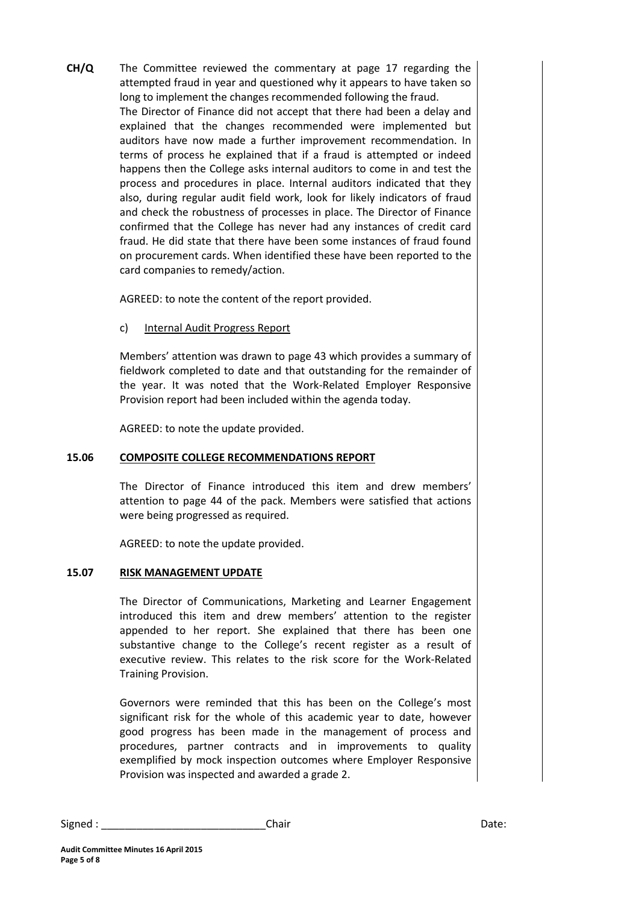**CH/Q** The Committee reviewed the commentary at page 17 regarding the attempted fraud in year and questioned why it appears to have taken so long to implement the changes recommended following the fraud.

The Director of Finance did not accept that there had been a delay and explained that the changes recommended were implemented but auditors have now made a further improvement recommendation. In terms of process he explained that if a fraud is attempted or indeed happens then the College asks internal auditors to come in and test the process and procedures in place. Internal auditors indicated that they also, during regular audit field work, look for likely indicators of fraud and check the robustness of processes in place. The Director of Finance confirmed that the College has never had any instances of credit card fraud. He did state that there have been some instances of fraud found on procurement cards. When identified these have been reported to the card companies to remedy/action.

AGREED: to note the content of the report provided.

c) Internal Audit Progress Report

Members' attention was drawn to page 43 which provides a summary of fieldwork completed to date and that outstanding for the remainder of the year. It was noted that the Work-Related Employer Responsive Provision report had been included within the agenda today.

AGREED: to note the update provided.

**15.06 COMPOSITE COLLEGE RECOMMENDATIONS REPORT**

The Director of Finance introduced this item and drew members' attention to page 44 of the pack. Members were satisfied that actions were being progressed as required.

AGREED: to note the update provided.

**15.07 RISK MANAGEMENT UPDATE**

The Director of Communications, Marketing and Learner Engagement introduced this item and drew members' attention to the register appended to her report. She explained that there has been one substantive change to the College's recent register as a result of executive review. This relates to the risk score for the Work-Related Training Provision.

Governors were reminded that this has been on the College's most significant risk for the whole of this academic year to date, however good progress has been made in the management of process and procedures, partner contracts and in improvements to quality exemplified by mock inspection outcomes where Employer Responsive Provision was inspected and awarded a grade 2.

Signed : ___________________________ Chair Date: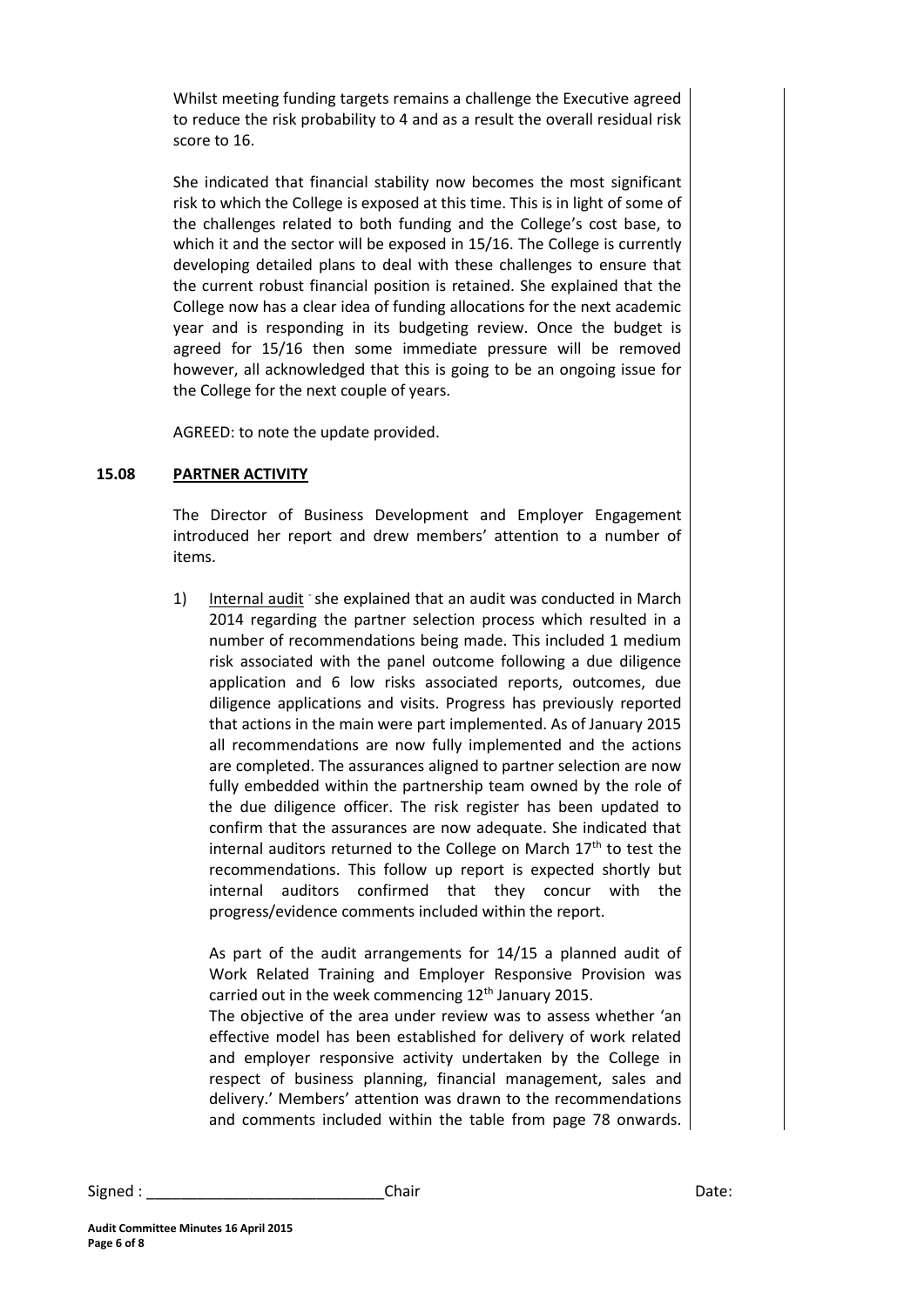Whilst meeting funding targets remains a challenge the Executive agreed to reduce the risk probability to 4 and as a result the overall residual risk score to 16.

She indicated that financial stability now becomes the most significant risk to which the College is exposed at this time. This is in light of some of the challenges related to both funding and the College's cost base, to which it and the sector will be exposed in 15/16. The College is currently developing detailed plans to deal with these challenges to ensure that the current robust financial position is retained. She explained that the College now has a clear idea of funding allocations for the next academic year and is responding in its budgeting review. Once the budget is agreed for 15/16 then some immediate pressure will be removed however, all acknowledged that this is going to be an ongoing issue for the College for the next couple of years.

AGREED: to note the update provided.

## 15.08 PARTNER ACTIVITY

The Director of Business Development and Employer Engagement introduced her report and drew members' attention to a number of items.

1) Internal audit - she explained that an audit was conducted in March 2014 regarding the partner selection process which resulted in a number of recommendations being made. This included 1 medium risk associated with the panel outcome following a due diligence application and 6 low risks associated reports, outcomes, due diligence applications and visits. Progress has previously reported that actions in the main were part implemented. As of January 2015 all recommendations are now fully implemented and the actions are completed. The assurances aligned to partner selection are now fully embedded within the partnership team owned by the role of the due diligence officer. The risk register has been updated to confirm that the assurances are now adequate. She indicated that internal auditors returned to the College on March 17th to test the recommendations. This follow up report is expected shortly but internal auditors confirmed that they concur with the progress/evidence comments included within the report.

   As part of the audit arrangements for 14/15 a planned audit of Work Related Training and Employer Responsive Provision was carried out in the week commencing 12th January 2015.
   The objective of the area under review was to assess whether 'an effective model has been established for delivery of work related and employer responsive activity undertaken by the College in respect of business planning, financial management, sales and delivery.' Members' attention was drawn to the recommendations and comments included within the table from page 78 onwards.

Signed : ____________________________Chair Date: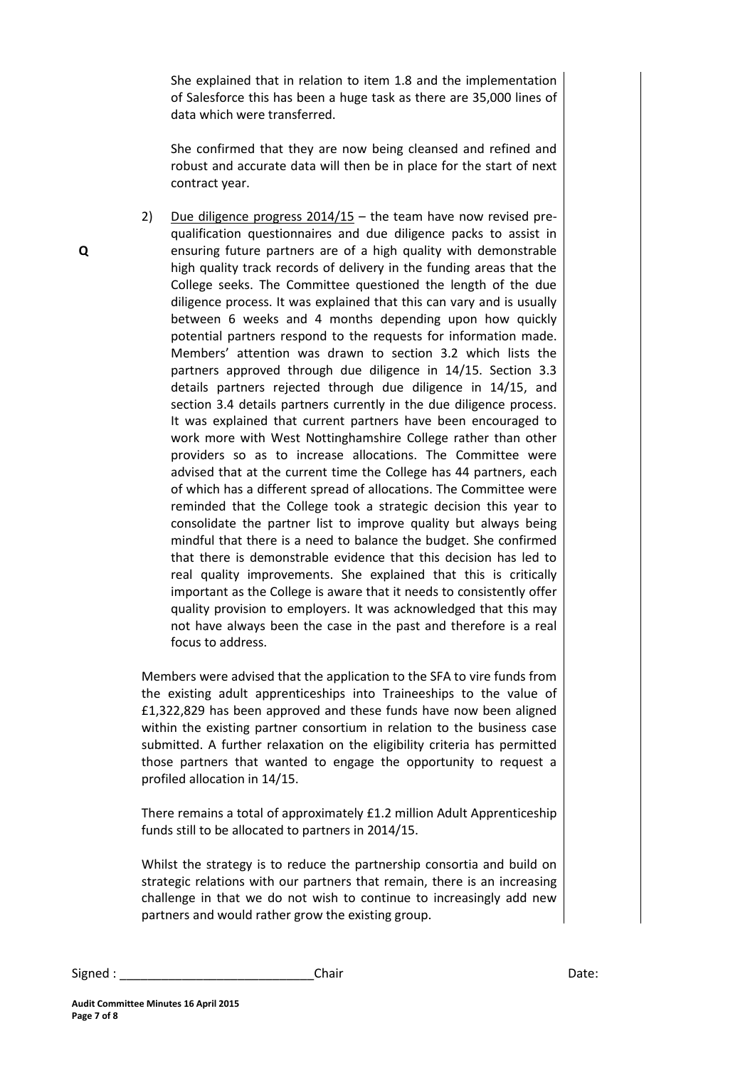She explained that in relation to item 1.8 and the implementation of Salesforce this has been a huge task as there are 35,000 lines of data which were transferred.

She confirmed that they are now being cleansed and refined and robust and accurate data will then be in place for the start of next contract year.

**Q**

2) Due diligence progress 2014/15 – the team have now revised pre-qualification questionnaires and due diligence packs to assist in ensuring future partners are of a high quality with demonstrable high quality track records of delivery in the funding areas that the College seeks. The Committee questioned the length of the due diligence process. It was explained that this can vary and is usually between 6 weeks and 4 months depending upon how quickly potential partners respond to the requests for information made. Members' attention was drawn to section 3.2 which lists the partners approved through due diligence in 14/15. Section 3.3 details partners rejected through due diligence in 14/15, and section 3.4 details partners currently in the due diligence process. It was explained that current partners have been encouraged to work more with West Nottinghamshire College rather than other providers so as to increase allocations. The Committee were advised that at the current time the College has 44 partners, each of which has a different spread of allocations. The Committee were reminded that the College took a strategic decision this year to consolidate the partner list to improve quality but always being mindful that there is a need to balance the budget. She confirmed that there is demonstrable evidence that this decision has led to real quality improvements. She explained that this is critically important as the College is aware that it needs to consistently offer quality provision to employers. It was acknowledged that this may not have always been the case in the past and therefore is a real focus to address.

Members were advised that the application to the SFA to vire funds from the existing adult apprenticeships into Traineeships to the value of £1,322,829 has been approved and these funds have now been aligned within the existing partner consortium in relation to the business case submitted. A further relaxation on the eligibility criteria has permitted those partners that wanted to engage the opportunity to request a profiled allocation in 14/15.

There remains a total of approximately £1.2 million Adult Apprenticeship funds still to be allocated to partners in 2014/15.

Whilst the strategy is to reduce the partnership consortia and build on strategic relations with our partners that remain, there is an increasing challenge in that we do not wish to continue to increasingly add new partners and would rather grow the existing group.

Signed : ____________________________ Chair Date: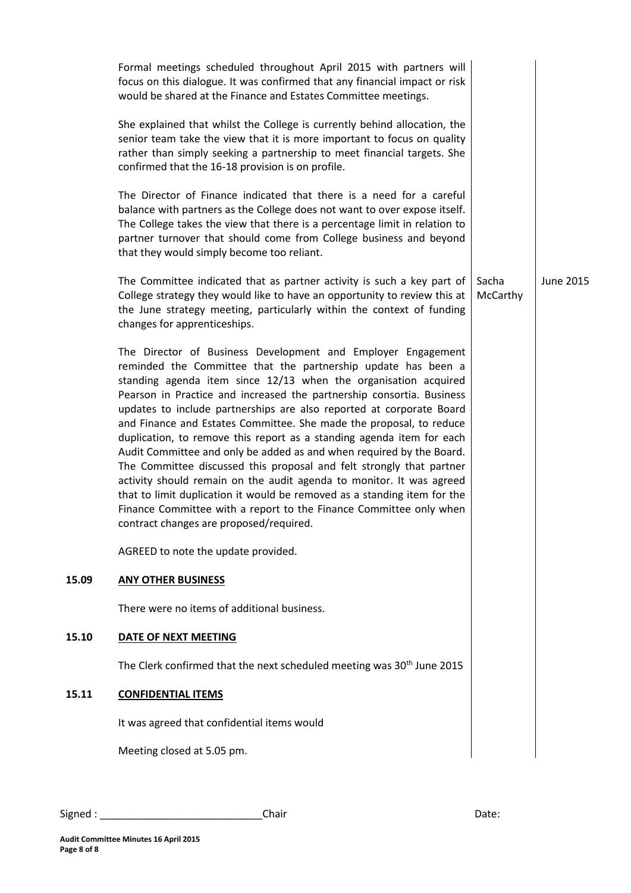| | | | |
|---|---|---|---|
| | Formal meetings scheduled throughout April 2015 with partners will focus on this dialogue. It was confirmed that any financial impact or risk would be shared at the Finance and Estates Committee meetings.<br><br>She explained that whilst the College is currently behind allocation, the senior team take the view that it is more important to focus on quality rather than simply seeking a partnership to meet financial targets. She confirmed that the 16-18 provision is on profile.<br><br>The Director of Finance indicated that there is a need for a careful balance with partners as the College does not want to over expose itself. The College takes the view that there is a percentage limit in relation to partner turnover that should come from College business and beyond that they would simply become too reliant. | | |
| | The Committee indicated that as partner activity is such a key part of College strategy they would like to have an opportunity to review this at the June strategy meeting, particularly within the context of funding changes for apprenticeships. | Sacha McCarthy | June 2015 |
| | The Director of Business Development and Employer Engagement reminded the Committee that the partnership update has been a standing agenda item since 12/13 when the organisation acquired Pearson in Practice and increased the partnership consortia. Business updates to include partnerships are also reported at corporate Board and Finance and Estates Committee. She made the proposal, to reduce duplication, to remove this report as a standing agenda item for each Audit Committee and only be added as and when required by the Board. The Committee discussed this proposal and felt strongly that partner activity should remain on the audit agenda to monitor. It was agreed that to limit duplication it would be removed as a standing item for the Finance Committee with a report to the Finance Committee only when contract changes are proposed/required.<br><br>AGREED to note the update provided. | | |
| **15.09** | **ANY OTHER BUSINESS**<br><br>There were no items of additional business. | | |
| **15.10** | **DATE OF NEXT MEETING**<br><br>The Clerk confirmed that the next scheduled meeting was 30th June 2015 | | |
| **15.11** | **CONFIDENTIAL ITEMS**<br><br>It was agreed that confidential items would<br><br>Meeting closed at 5.05 pm. | | |

Signed : ____________________________ Chair Date: